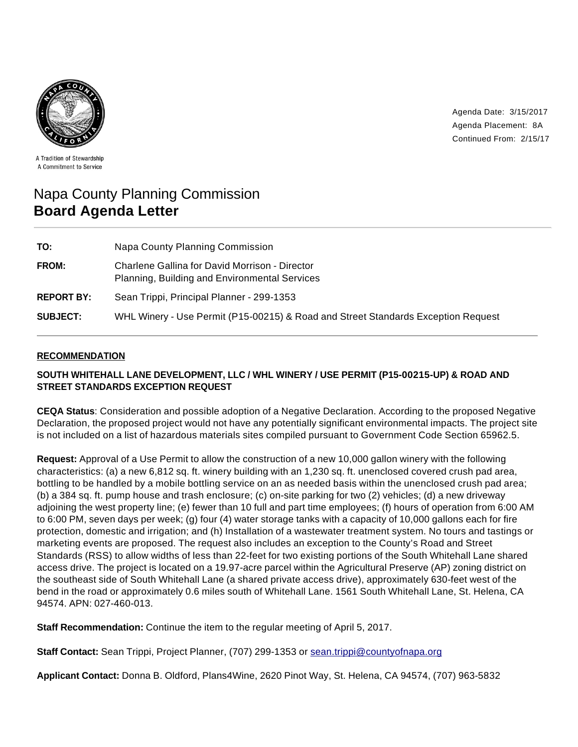A Tradition of Stewardship
A Commitment to Service

Agenda Date: 3/15/2017
Agenda Placement: 8A
Continued From: 2/15/17

# Napa County Planning Commission
# **Board Agenda Letter**

| | |
|---|---|
| **TO:** | Napa County Planning Commission |
| **FROM:** | Charlene Gallina for David Morrison - Director<br>Planning, Building and Environmental Services |
| **REPORT BY:** | Sean Trippi, Principal Planner - 299-1353 |
| **SUBJECT:** | WHL Winery - Use Permit (P15-00215) & Road and Street Standards Exception Request |

## RECOMMENDATION

**SOUTH WHITEHALL LANE DEVELOPMENT, LLC / WHL WINERY / USE PERMIT (P15-00215-UP) & ROAD AND STREET STANDARDS EXCEPTION REQUEST**

**CEQA Status**: Consideration and possible adoption of a Negative Declaration. According to the proposed Negative Declaration, the proposed project would not have any potentially significant environmental impacts. The project site is not included on a list of hazardous materials sites compiled pursuant to Government Code Section 65962.5.

**Request:** Approval of a Use Permit to allow the construction of a new 10,000 gallon winery with the following characteristics: (a) a new 6,812 sq. ft. winery building with an 1,230 sq. ft. unenclosed covered crush pad area, bottling to be handled by a mobile bottling service on an as needed basis within the unenclosed crush pad area; (b) a 384 sq. ft. pump house and trash enclosure; (c) on-site parking for two (2) vehicles; (d) a new driveway adjoining the west property line; (e) fewer than 10 full and part time employees; (f) hours of operation from 6:00 AM to 6:00 PM, seven days per week; (g) four (4) water storage tanks with a capacity of 10,000 gallons each for fire protection, domestic and irrigation; and (h) Installation of a wastewater treatment system. No tours and tastings or marketing events are proposed. The request also includes an exception to the County's Road and Street Standards (RSS) to allow widths of less than 22-feet for two existing portions of the South Whitehall Lane shared access drive. The project is located on a 19.97-acre parcel within the Agricultural Preserve (AP) zoning district on the southeast side of South Whitehall Lane (a shared private access drive), approximately 630-feet west of the bend in the road or approximately 0.6 miles south of Whitehall Lane. 1561 South Whitehall Lane, St. Helena, CA 94574. APN: 027-460-013.

**Staff Recommendation:** Continue the item to the regular meeting of April 5, 2017.

**Staff Contact:** Sean Trippi, Project Planner, (707) 299-1353 or sean.trippi@countyofnapa.org

**Applicant Contact:** Donna B. Oldford, Plans4Wine, 2620 Pinot Way, St. Helena, CA 94574, (707) 963-5832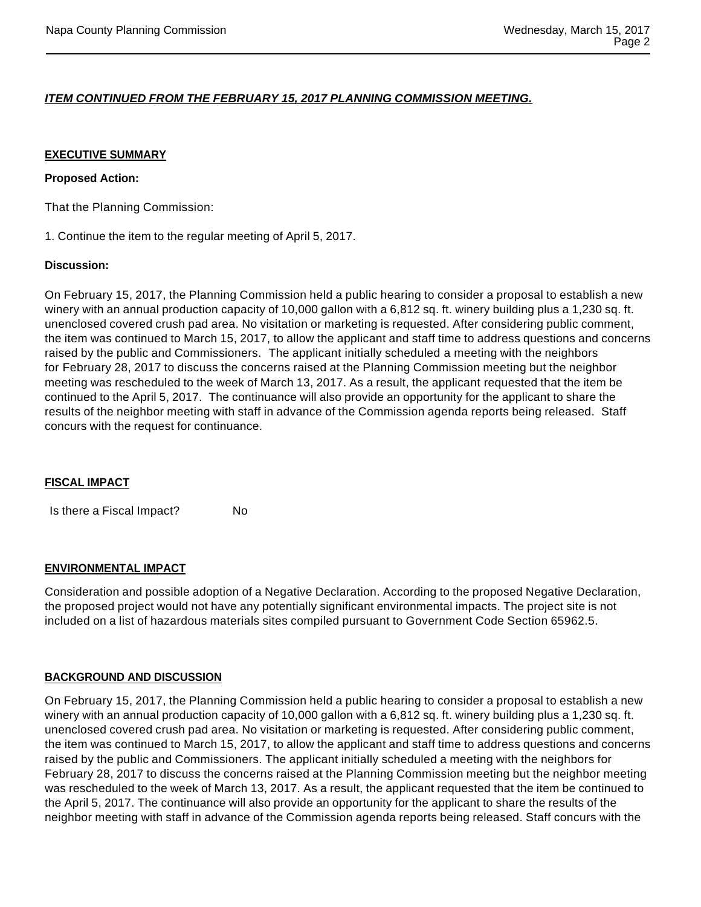***ITEM CONTINUED FROM THE FEBRUARY 15, 2017 PLANNING COMMISSION MEETING.***

## EXECUTIVE SUMMARY

**Proposed Action:**

That the Planning Commission:

1. Continue the item to the regular meeting of April 5, 2017.

**Discussion:**

On February 15, 2017, the Planning Commission held a public hearing to consider a proposal to establish a new winery with an annual production capacity of 10,000 gallon with a 6,812 sq. ft. winery building plus a 1,230 sq. ft. unenclosed covered crush pad area. No visitation or marketing is requested. After considering public comment, the item was continued to March 15, 2017, to allow the applicant and staff time to address questions and concerns raised by the public and Commissioners. The applicant initially scheduled a meeting with the neighbors for February 28, 2017 to discuss the concerns raised at the Planning Commission meeting but the neighbor meeting was rescheduled to the week of March 13, 2017. As a result, the applicant requested that the item be continued to the April 5, 2017. The continuance will also provide an opportunity for the applicant to share the results of the neighbor meeting with staff in advance of the Commission agenda reports being released. Staff concurs with the request for continuance.

## FISCAL IMPACT

Is there a Fiscal Impact? No

## ENVIRONMENTAL IMPACT

Consideration and possible adoption of a Negative Declaration. According to the proposed Negative Declaration, the proposed project would not have any potentially significant environmental impacts. The project site is not included on a list of hazardous materials sites compiled pursuant to Government Code Section 65962.5.

## BACKGROUND AND DISCUSSION

On February 15, 2017, the Planning Commission held a public hearing to consider a proposal to establish a new winery with an annual production capacity of 10,000 gallon with a 6,812 sq. ft. winery building plus a 1,230 sq. ft. unenclosed covered crush pad area. No visitation or marketing is requested. After considering public comment, the item was continued to March 15, 2017, to allow the applicant and staff time to address questions and concerns raised by the public and Commissioners. The applicant initially scheduled a meeting with the neighbors for February 28, 2017 to discuss the concerns raised at the Planning Commission meeting but the neighbor meeting was rescheduled to the week of March 13, 2017. As a result, the applicant requested that the item be continued to the April 5, 2017. The continuance will also provide an opportunity for the applicant to share the results of the neighbor meeting with staff in advance of the Commission agenda reports being released. Staff concurs with the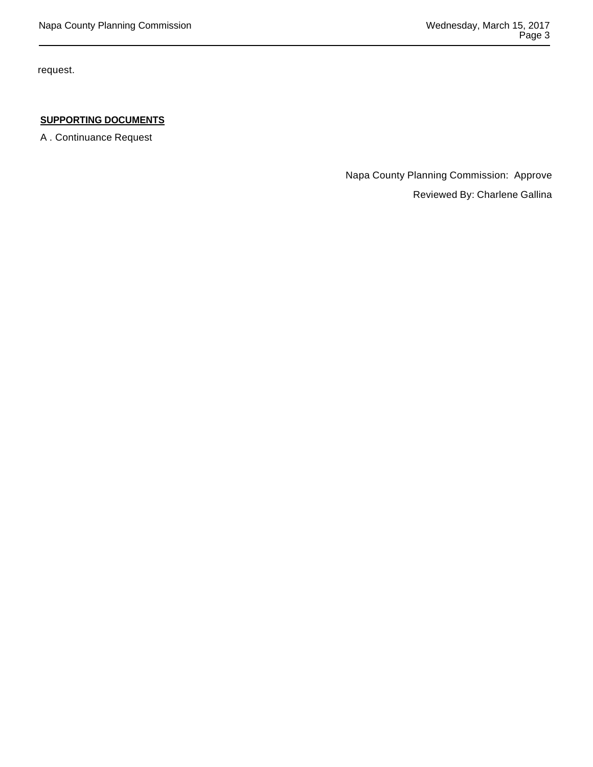request.

**SUPPORTING DOCUMENTS**

A . Continuance Request

Napa County Planning Commission: Approve

Reviewed By: Charlene Gallina